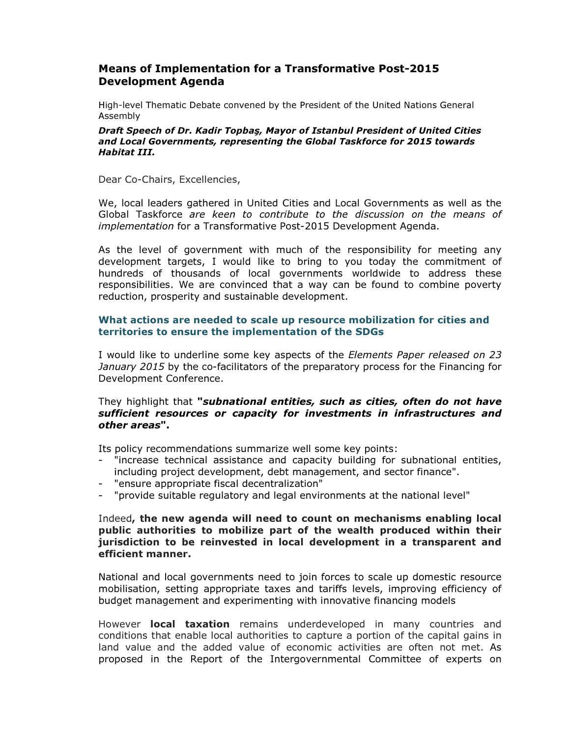# Means of Implementation for a Transformative Post-2015 Development Agenda

High-level Thematic Debate convened by the President of the United Nations General Assembly

***Draft Speech of Dr. Kadir Topbaş, Mayor of Istanbul President of United Cities and Local Governments, representing the Global Taskforce for 2015 towards Habitat III.***

Dear Co-Chairs, Excellencies,

We, local leaders gathered in United Cities and Local Governments as well as the Global Taskforce *are keen to contribute to the discussion on the means of implementation* for a Transformative Post-2015 Development Agenda.

As the level of government with much of the responsibility for meeting any development targets, I would like to bring to you today the commitment of hundreds of thousands of local governments worldwide to address these responsibilities. We are convinced that a way can be found to combine poverty reduction, prosperity and sustainable development.

## What actions are needed to scale up resource mobilization for cities and territories to ensure the implementation of the SDGs

I would like to underline some key aspects of the *Elements Paper released on 23 January 2015* by the co-facilitators of the preparatory process for the Financing for Development Conference.

They highlight that **"*subnational entities, such as cities, often do not have sufficient resources or capacity for investments in infrastructures and other areas*".**

Its policy recommendations summarize well some key points:

- "increase technical assistance and capacity building for subnational entities, including project development, debt management, and sector finance".
- "ensure appropriate fiscal decentralization"
- "provide suitable regulatory and legal environments at the national level"

Indeed**, the new agenda will need to count on mechanisms enabling local public authorities to mobilize part of the wealth produced within their jurisdiction to be reinvested in local development in a transparent and efficient manner.**

National and local governments need to join forces to scale up domestic resource mobilisation, setting appropriate taxes and tariffs levels, improving efficiency of budget management and experimenting with innovative financing models

However **local taxation** remains underdeveloped in many countries and conditions that enable local authorities to capture a portion of the capital gains in land value and the added value of economic activities are often not met. As proposed in the Report of the Intergovernmental Committee of experts on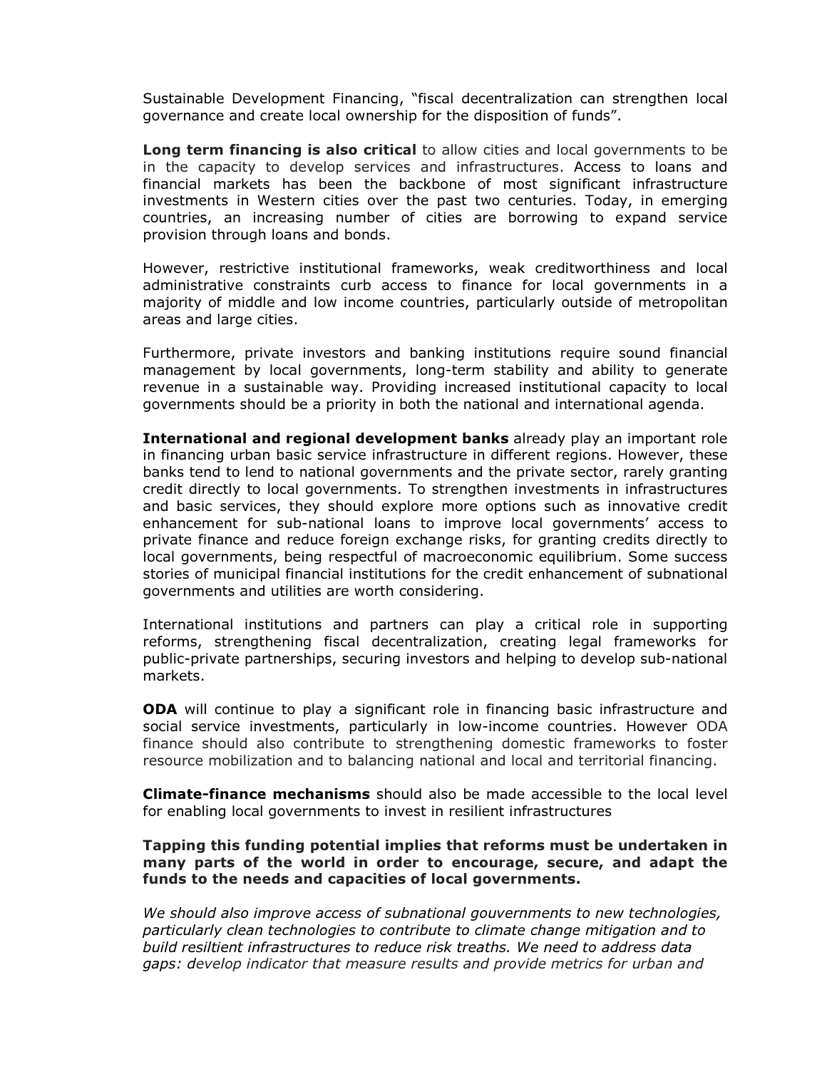Sustainable Development Financing, "fiscal decentralization can strengthen local governance and create local ownership for the disposition of funds".

**Long term financing is also critical** to allow cities and local governments to be in the capacity to develop services and infrastructures. Access to loans and financial markets has been the backbone of most significant infrastructure investments in Western cities over the past two centuries. Today, in emerging countries, an increasing number of cities are borrowing to expand service provision through loans and bonds.

However, restrictive institutional frameworks, weak creditworthiness and local administrative constraints curb access to finance for local governments in a majority of middle and low income countries, particularly outside of metropolitan areas and large cities.

Furthermore, private investors and banking institutions require sound financial management by local governments, long-term stability and ability to generate revenue in a sustainable way. Providing increased institutional capacity to local governments should be a priority in both the national and international agenda.

**International and regional development banks** already play an important role in financing urban basic service infrastructure in different regions. However, these banks tend to lend to national governments and the private sector, rarely granting credit directly to local governments. To strengthen investments in infrastructures and basic services, they should explore more options such as innovative credit enhancement for sub-national loans to improve local governments' access to private finance and reduce foreign exchange risks, for granting credits directly to local governments, being respectful of macroeconomic equilibrium. Some success stories of municipal financial institutions for the credit enhancement of subnational governments and utilities are worth considering.

International institutions and partners can play a critical role in supporting reforms, strengthening fiscal decentralization, creating legal frameworks for public-private partnerships, securing investors and helping to develop sub-national markets.

**ODA** will continue to play a significant role in financing basic infrastructure and social service investments, particularly in low-income countries. However ODA finance should also contribute to strengthening domestic frameworks to foster resource mobilization and to balancing national and local and territorial financing.

**Climate-finance mechanisms** should also be made accessible to the local level for enabling local governments to invest in resilient infrastructures

**Tapping this funding potential implies that reforms must be undertaken in many parts of the world in order to encourage, secure, and adapt the funds to the needs and capacities of local governments.**

*We should also improve access of subnational gouvernments to new technologies, particularly clean technologies to contribute to climate change mitigation and to build resiltient infrastructures to reduce risk treaths. We need to address data gaps: develop indicator that measure results and provide metrics for urban and*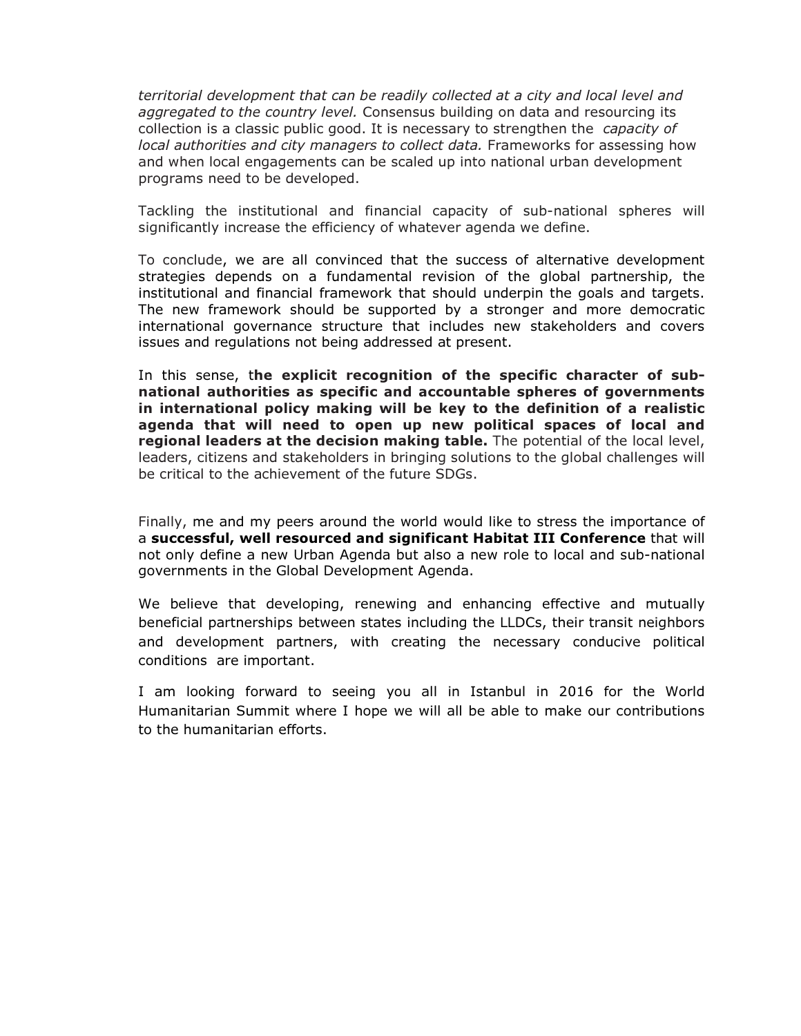*territorial development that can be readily collected at a city and local level and aggregated to the country level.* Consensus building on data and resourcing its collection is a classic public good. It is necessary to strengthen the *capacity of local authorities and city managers to collect data.* Frameworks for assessing how and when local engagements can be scaled up into national urban development programs need to be developed.

Tackling the institutional and financial capacity of sub-national spheres will significantly increase the efficiency of whatever agenda we define.

To conclude, we are all convinced that the success of alternative development strategies depends on a fundamental revision of the global partnership, the institutional and financial framework that should underpin the goals and targets. The new framework should be supported by a stronger and more democratic international governance structure that includes new stakeholders and covers issues and regulations not being addressed at present.

In this sense, t**he explicit recognition of the specific character of sub-national authorities as specific and accountable spheres of governments in international policy making will be key to the definition of a realistic agenda that will need to open up new political spaces of local and regional leaders at the decision making table.** The potential of the local level, leaders, citizens and stakeholders in bringing solutions to the global challenges will be critical to the achievement of the future SDGs.

Finally, me and my peers around the world would like to stress the importance of a **successful, well resourced and significant Habitat III Conference** that will not only define a new Urban Agenda but also a new role to local and sub-national governments in the Global Development Agenda.

We believe that developing, renewing and enhancing effective and mutually beneficial partnerships between states including the LLDCs, their transit neighbors and development partners, with creating the necessary conducive political conditions are important.

I am looking forward to seeing you all in Istanbul in 2016 for the World Humanitarian Summit where I hope we will all be able to make our contributions to the humanitarian efforts.